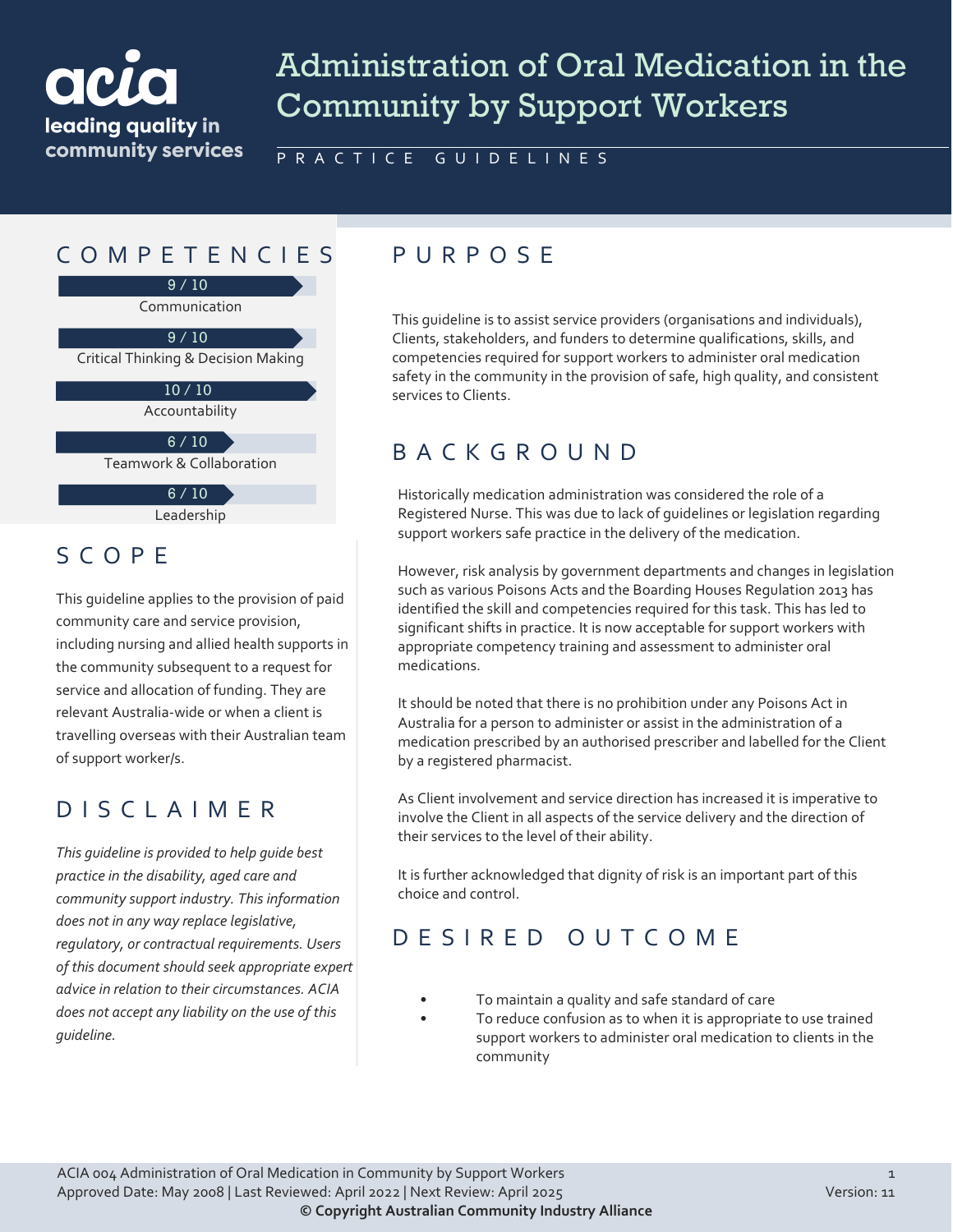# Administration of Oral Medication in the Community by Support Workers

PRACTICE GUIDELINES

## COMPETENCIES

| Competency | Rating |
|---|---|
| Communication | 9 / 10 |
| Critical Thinking & Decision Making | 9 / 10 |
| Accountability | 10 / 10 |
| Teamwork & Collaboration | 6 / 10 |
| Leadership | 6 / 10 |

## SCOPE

This guideline applies to the provision of paid community care and service provision, including nursing and allied health supports in the community subsequent to a request for service and allocation of funding. They are relevant Australia-wide or when a client is travelling overseas with their Australian team of support worker/s.

## DISCLAIMER

*This guideline is provided to help guide best practice in the disability, aged care and community support industry. This information does not in any way replace legislative, regulatory, or contractual requirements. Users of this document should seek appropriate expert advice in relation to their circumstances. ACIA does not accept any liability on the use of this guideline.*

## PURPOSE

This guideline is to assist service providers (organisations and individuals), Clients, stakeholders, and funders to determine qualifications, skills, and competencies required for support workers to administer oral medication safety in the community in the provision of safe, high quality, and consistent services to Clients.

## BACKGROUND

Historically medication administration was considered the role of a Registered Nurse. This was due to lack of guidelines or legislation regarding support workers safe practice in the delivery of the medication.

However, risk analysis by government departments and changes in legislation such as various Poisons Acts and the Boarding Houses Regulation 2013 has identified the skill and competencies required for this task. This has led to significant shifts in practice. It is now acceptable for support workers with appropriate competency training and assessment to administer oral medications.

It should be noted that there is no prohibition under any Poisons Act in Australia for a person to administer or assist in the administration of a medication prescribed by an authorised prescriber and labelled for the Client by a registered pharmacist.

As Client involvement and service direction has increased it is imperative to involve the Client in all aspects of the service delivery and the direction of their services to the level of their ability.

It is further acknowledged that dignity of risk is an important part of this choice and control.

## DESIRED OUTCOME

- To maintain a quality and safe standard of care
- To reduce confusion as to when it is appropriate to use trained support workers to administer oral medication to clients in the community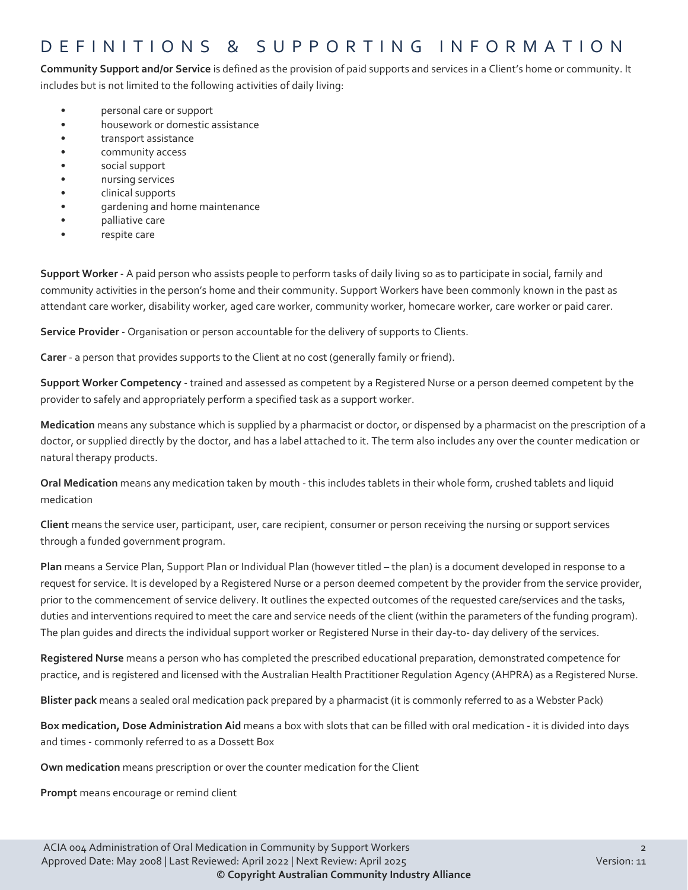# DEFINITIONS & SUPPORTING INFORMATION

**Community Support and/or Service** is defined as the provision of paid supports and services in a Client's home or community. It includes but is not limited to the following activities of daily living:

- personal care or support
- housework or domestic assistance
- transport assistance
- community access
- social support
- nursing services
- clinical supports
- gardening and home maintenance
- palliative care
- respite care

**Support Worker** - A paid person who assists people to perform tasks of daily living so as to participate in social, family and community activities in the person's home and their community. Support Workers have been commonly known in the past as attendant care worker, disability worker, aged care worker, community worker, homecare worker, care worker or paid carer.

**Service Provider** - Organisation or person accountable for the delivery of supports to Clients.

**Carer** - a person that provides supports to the Client at no cost (generally family or friend).

**Support Worker Competency** - trained and assessed as competent by a Registered Nurse or a person deemed competent by the provider to safely and appropriately perform a specified task as a support worker.

**Medication** means any substance which is supplied by a pharmacist or doctor, or dispensed by a pharmacist on the prescription of a doctor, or supplied directly by the doctor, and has a label attached to it. The term also includes any over the counter medication or natural therapy products.

**Oral Medication** means any medication taken by mouth - this includes tablets in their whole form, crushed tablets and liquid medication

**Client** means the service user, participant, user, care recipient, consumer or person receiving the nursing or support services through a funded government program.

**Plan** means a Service Plan, Support Plan or Individual Plan (however titled – the plan) is a document developed in response to a request for service. It is developed by a Registered Nurse or a person deemed competent by the provider from the service provider, prior to the commencement of service delivery. It outlines the expected outcomes of the requested care/services and the tasks, duties and interventions required to meet the care and service needs of the client (within the parameters of the funding program). The plan guides and directs the individual support worker or Registered Nurse in their day-to- day delivery of the services.

**Registered Nurse** means a person who has completed the prescribed educational preparation, demonstrated competence for practice, and is registered and licensed with the Australian Health Practitioner Regulation Agency (AHPRA) as a Registered Nurse.

**Blister pack** means a sealed oral medication pack prepared by a pharmacist (it is commonly referred to as a Webster Pack)

**Box medication, Dose Administration Aid** means a box with slots that can be filled with oral medication - it is divided into days and times - commonly referred to as a Dossett Box

**Own medication** means prescription or over the counter medication for the Client

**Prompt** means encourage or remind client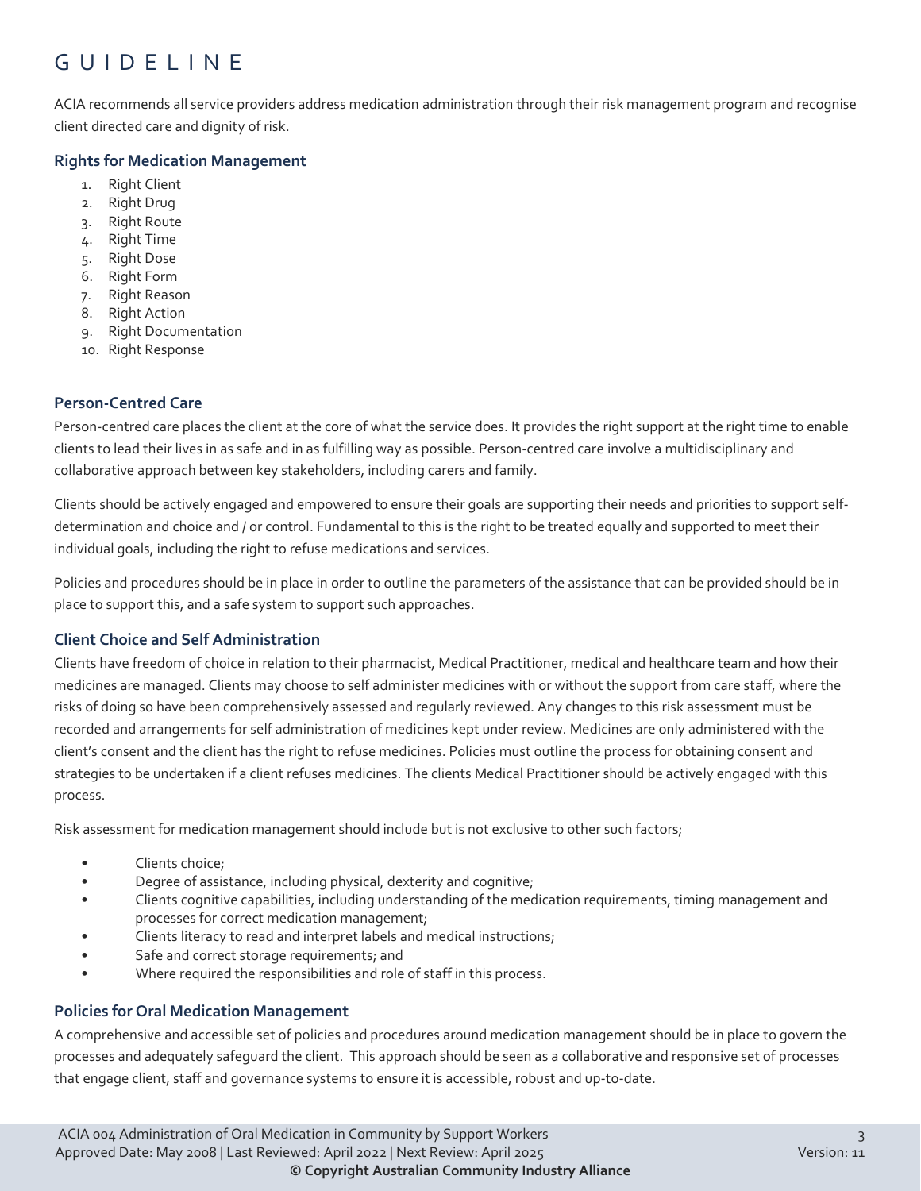# GUIDELINE

ACIA recommends all service providers address medication administration through their risk management program and recognise client directed care and dignity of risk.

### Rights for Medication Management

1. Right Client
2. Right Drug
3. Right Route
4. Right Time
5. Right Dose
6. Right Form
7. Right Reason
8. Right Action
9. Right Documentation
10. Right Response

### Person-Centred Care

Person-centred care places the client at the core of what the service does. It provides the right support at the right time to enable clients to lead their lives in as safe and in as fulfilling way as possible. Person-centred care involve a multidisciplinary and collaborative approach between key stakeholders, including carers and family.

Clients should be actively engaged and empowered to ensure their goals are supporting their needs and priorities to support self-determination and choice and / or control. Fundamental to this is the right to be treated equally and supported to meet their individual goals, including the right to refuse medications and services.

Policies and procedures should be in place in order to outline the parameters of the assistance that can be provided should be in place to support this, and a safe system to support such approaches.

### Client Choice and Self Administration

Clients have freedom of choice in relation to their pharmacist, Medical Practitioner, medical and healthcare team and how their medicines are managed. Clients may choose to self administer medicines with or without the support from care staff, where the risks of doing so have been comprehensively assessed and regularly reviewed. Any changes to this risk assessment must be recorded and arrangements for self administration of medicines kept under review. Medicines are only administered with the client's consent and the client has the right to refuse medicines. Policies must outline the process for obtaining consent and strategies to be undertaken if a client refuses medicines. The clients Medical Practitioner should be actively engaged with this process.

Risk assessment for medication management should include but is not exclusive to other such factors;

- Clients choice;
- Degree of assistance, including physical, dexterity and cognitive;
- Clients cognitive capabilities, including understanding of the medication requirements, timing management and processes for correct medication management;
- Clients literacy to read and interpret labels and medical instructions;
- Safe and correct storage requirements; and
- Where required the responsibilities and role of staff in this process.

### Policies for Oral Medication Management

A comprehensive and accessible set of policies and procedures around medication management should be in place to govern the processes and adequately safeguard the client. This approach should be seen as a collaborative and responsive set of processes that engage client, staff and governance systems to ensure it is accessible, robust and up-to-date.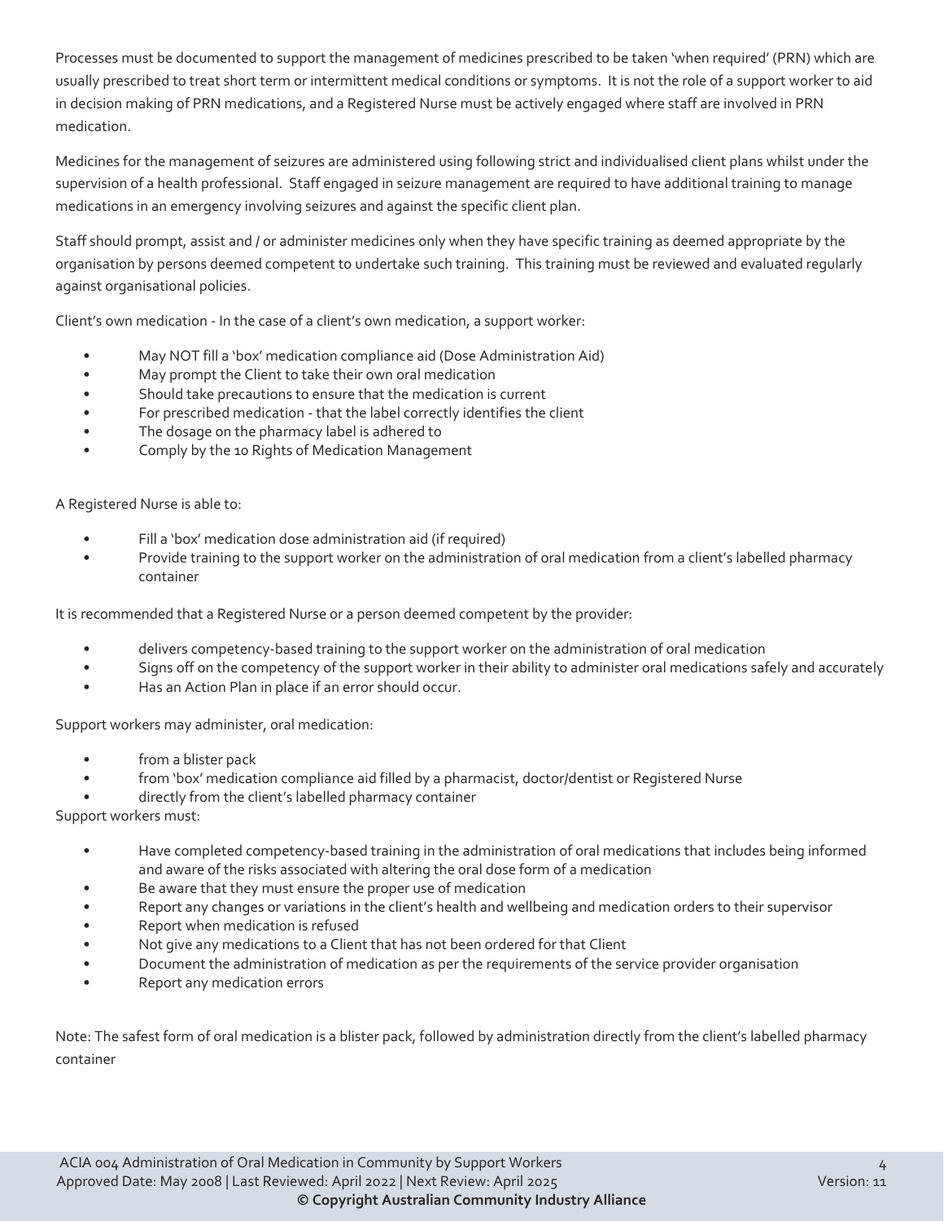Processes must be documented to support the management of medicines prescribed to be taken 'when required' (PRN) which are usually prescribed to treat short term or intermittent medical conditions or symptoms. It is not the role of a support worker to aid in decision making of PRN medications, and a Registered Nurse must be actively engaged where staff are involved in PRN medication.

Medicines for the management of seizures are administered using following strict and individualised client plans whilst under the supervision of a health professional. Staff engaged in seizure management are required to have additional training to manage medications in an emergency involving seizures and against the specific client plan.

Staff should prompt, assist and / or administer medicines only when they have specific training as deemed appropriate by the organisation by persons deemed competent to undertake such training. This training must be reviewed and evaluated regularly against organisational policies.

Client's own medication - In the case of a client's own medication, a support worker:

- May NOT fill a 'box' medication compliance aid (Dose Administration Aid)
- May prompt the Client to take their own oral medication
- Should take precautions to ensure that the medication is current
- For prescribed medication - that the label correctly identifies the client
- The dosage on the pharmacy label is adhered to
- Comply by the 10 Rights of Medication Management

A Registered Nurse is able to:

- Fill a 'box' medication dose administration aid (if required)
- Provide training to the support worker on the administration of oral medication from a client's labelled pharmacy container

It is recommended that a Registered Nurse or a person deemed competent by the provider:

- delivers competency-based training to the support worker on the administration of oral medication
- Signs off on the competency of the support worker in their ability to administer oral medications safely and accurately
- Has an Action Plan in place if an error should occur.

Support workers may administer, oral medication:

- from a blister pack
- from 'box' medication compliance aid filled by a pharmacist, doctor/dentist or Registered Nurse
- directly from the client's labelled pharmacy container

Support workers must:

- Have completed competency-based training in the administration of oral medications that includes being informed and aware of the risks associated with altering the oral dose form of a medication
- Be aware that they must ensure the proper use of medication
- Report any changes or variations in the client's health and wellbeing and medication orders to their supervisor
- Report when medication is refused
- Not give any medications to a Client that has not been ordered for that Client
- Document the administration of medication as per the requirements of the service provider organisation
- Report any medication errors

Note: The safest form of oral medication is a blister pack, followed by administration directly from the client's labelled pharmacy container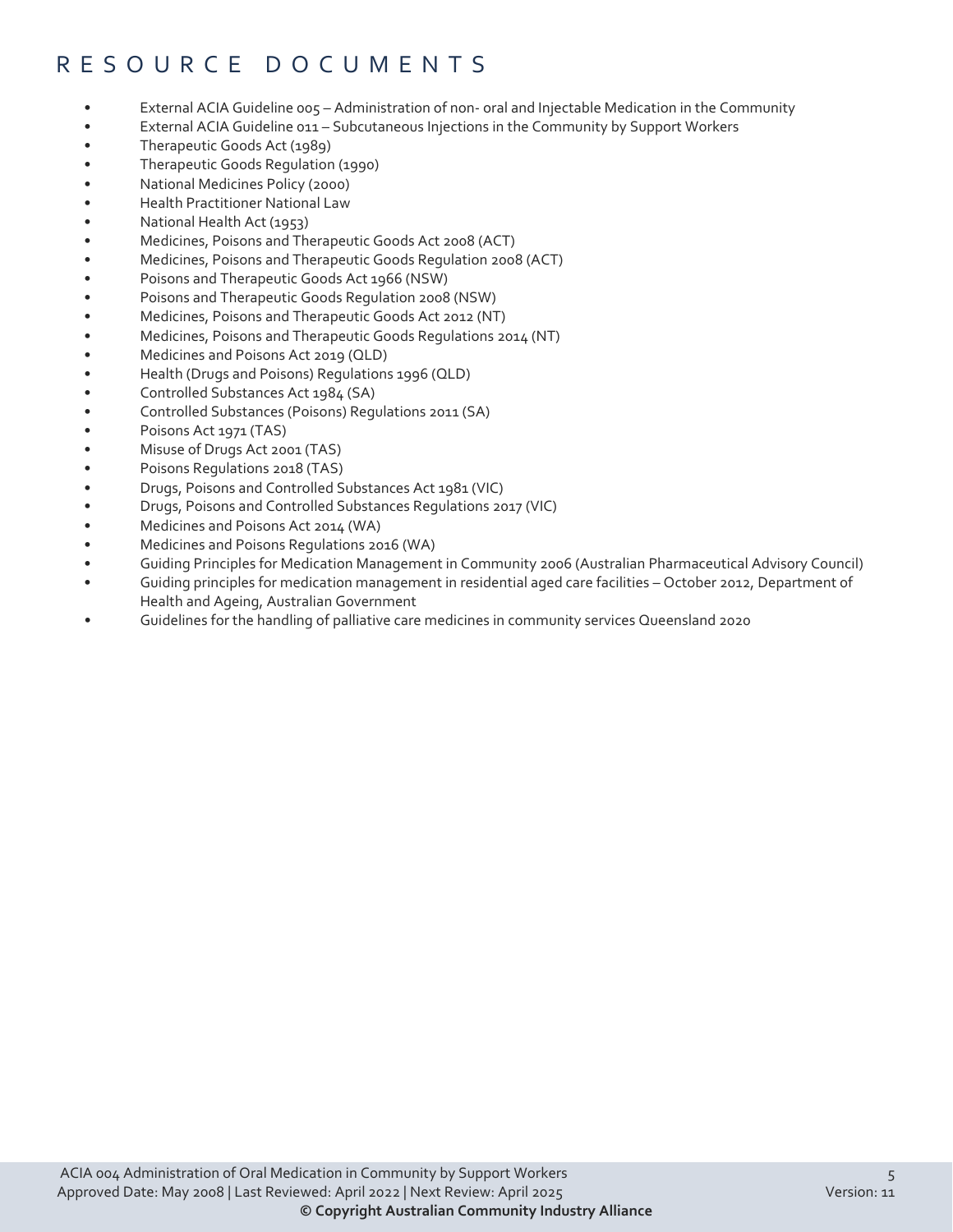# RESOURCE DOCUMENTS

- External ACIA Guideline 005 – Administration of non- oral and Injectable Medication in the Community
- External ACIA Guideline 011 – Subcutaneous Injections in the Community by Support Workers
- Therapeutic Goods Act (1989)
- Therapeutic Goods Regulation (1990)
- National Medicines Policy (2000)
- Health Practitioner National Law
- National Health Act (1953)
- Medicines, Poisons and Therapeutic Goods Act 2008 (ACT)
- Medicines, Poisons and Therapeutic Goods Regulation 2008 (ACT)
- Poisons and Therapeutic Goods Act 1966 (NSW)
- Poisons and Therapeutic Goods Regulation 2008 (NSW)
- Medicines, Poisons and Therapeutic Goods Act 2012 (NT)
- Medicines, Poisons and Therapeutic Goods Regulations 2014 (NT)
- Medicines and Poisons Act 2019 (QLD)
- Health (Drugs and Poisons) Regulations 1996 (QLD)
- Controlled Substances Act 1984 (SA)
- Controlled Substances (Poisons) Regulations 2011 (SA)
- Poisons Act 1971 (TAS)
- Misuse of Drugs Act 2001 (TAS)
- Poisons Regulations 2018 (TAS)
- Drugs, Poisons and Controlled Substances Act 1981 (VIC)
- Drugs, Poisons and Controlled Substances Regulations 2017 (VIC)
- Medicines and Poisons Act 2014 (WA)
- Medicines and Poisons Regulations 2016 (WA)
- Guiding Principles for Medication Management in Community 2006 (Australian Pharmaceutical Advisory Council)
- Guiding principles for medication management in residential aged care facilities – October 2012, Department of Health and Ageing, Australian Government
- Guidelines for the handling of palliative care medicines in community services Queensland 2020